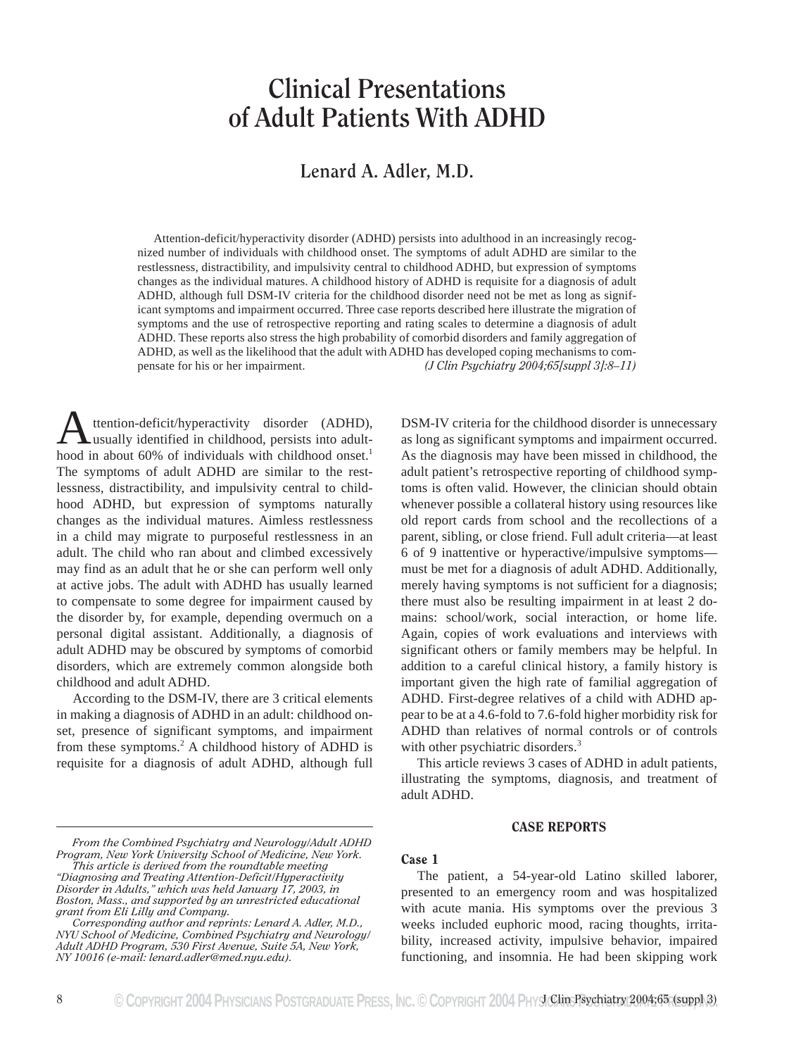# Clinical Presentations of Adult Patients With ADHD

## Lenard A. Adler, M.D.

Attention-deficit/hyperactivity disorder (ADHD) persists into adulthood in an increasingly recognized number of individuals with childhood onset. The symptoms of adult ADHD are similar to the restlessness, distractibility, and impulsivity central to childhood ADHD, but expression of symptoms changes as the individual matures. A childhood history of ADHD is requisite for a diagnosis of adult ADHD, although full DSM-IV criteria for the childhood disorder need not be met as long as significant symptoms and impairment occurred. Three case reports described here illustrate the migration of symptoms and the use of retrospective reporting and rating scales to determine a diagnosis of adult ADHD. These reports also stress the high probability of comorbid disorders and family aggregation of ADHD, as well as the likelihood that the adult with ADHD has developed coping mechanisms to compensate for his or her impairment. *(J Clin Psychiatry 2004;65[suppl 3]:8–11)*

Attention-deficit/hyperactivity disorder (ADHD), usually identified in childhood, persists into adulthood in about 60% of individuals with childhood onset.[1] The symptoms of adult ADHD are similar to the restlessness, distractibility, and impulsivity central to childhood ADHD, but expression of symptoms naturally changes as the individual matures. Aimless restlessness in a child may migrate to purposeful restlessness in an adult. The child who ran about and climbed excessively may find as an adult that he or she can perform well only at active jobs. The adult with ADHD has usually learned to compensate to some degree for impairment caused by the disorder by, for example, depending overmuch on a personal digital assistant. Additionally, a diagnosis of adult ADHD may be obscured by symptoms of comorbid disorders, which are extremely common alongside both childhood and adult ADHD.

According to the DSM-IV, there are 3 critical elements in making a diagnosis of ADHD in an adult: childhood onset, presence of significant symptoms, and impairment from these symptoms.[2] A childhood history of ADHD is requisite for a diagnosis of adult ADHD, although full DSM-IV criteria for the childhood disorder is unnecessary as long as significant symptoms and impairment occurred. As the diagnosis may have been missed in childhood, the adult patient's retrospective reporting of childhood symptoms is often valid. However, the clinician should obtain whenever possible a collateral history using resources like old report cards from school and the recollections of a parent, sibling, or close friend. Full adult criteria—at least 6 of 9 inattentive or hyperactive/impulsive symptoms—must be met for a diagnosis of adult ADHD. Additionally, merely having symptoms is not sufficient for a diagnosis; there must also be resulting impairment in at least 2 domains: school/work, social interaction, or home life. Again, copies of work evaluations and interviews with significant others or family members may be helpful. In addition to a careful clinical history, a family history is important given the high rate of familial aggregation of ADHD. First-degree relatives of a child with ADHD appear to be at a 4.6-fold to 7.6-fold higher morbidity risk for ADHD than relatives of normal controls or of controls with other psychiatric disorders.[3]

This article reviews 3 cases of ADHD in adult patients, illustrating the symptoms, diagnosis, and treatment of adult ADHD.

*From the Combined Psychiatry and Neurology/Adult ADHD Program, New York University School of Medicine, New York.*

*This article is derived from the roundtable meeting "Diagnosing and Treating Attention-Deficit/Hyperactivity Disorder in Adults," which was held January 17, 2003, in Boston, Mass., and supported by an unrestricted educational grant from Eli Lilly and Company.*

*Corresponding author and reprints: Lenard A. Adler, M.D., NYU School of Medicine, Combined Psychiatry and Neurology/Adult ADHD Program, 530 First Avenue, Suite 5A, New York, NY 10016 (e-mail: lenard.adler@med.nyu.edu).*

## CASE REPORTS

### Case 1

The patient, a 54-year-old Latino skilled laborer, presented to an emergency room and was hospitalized with acute mania. His symptoms over the previous 3 weeks included euphoric mood, racing thoughts, irritability, increased activity, impulsive behavior, impaired functioning, and insomnia. He had been skipping work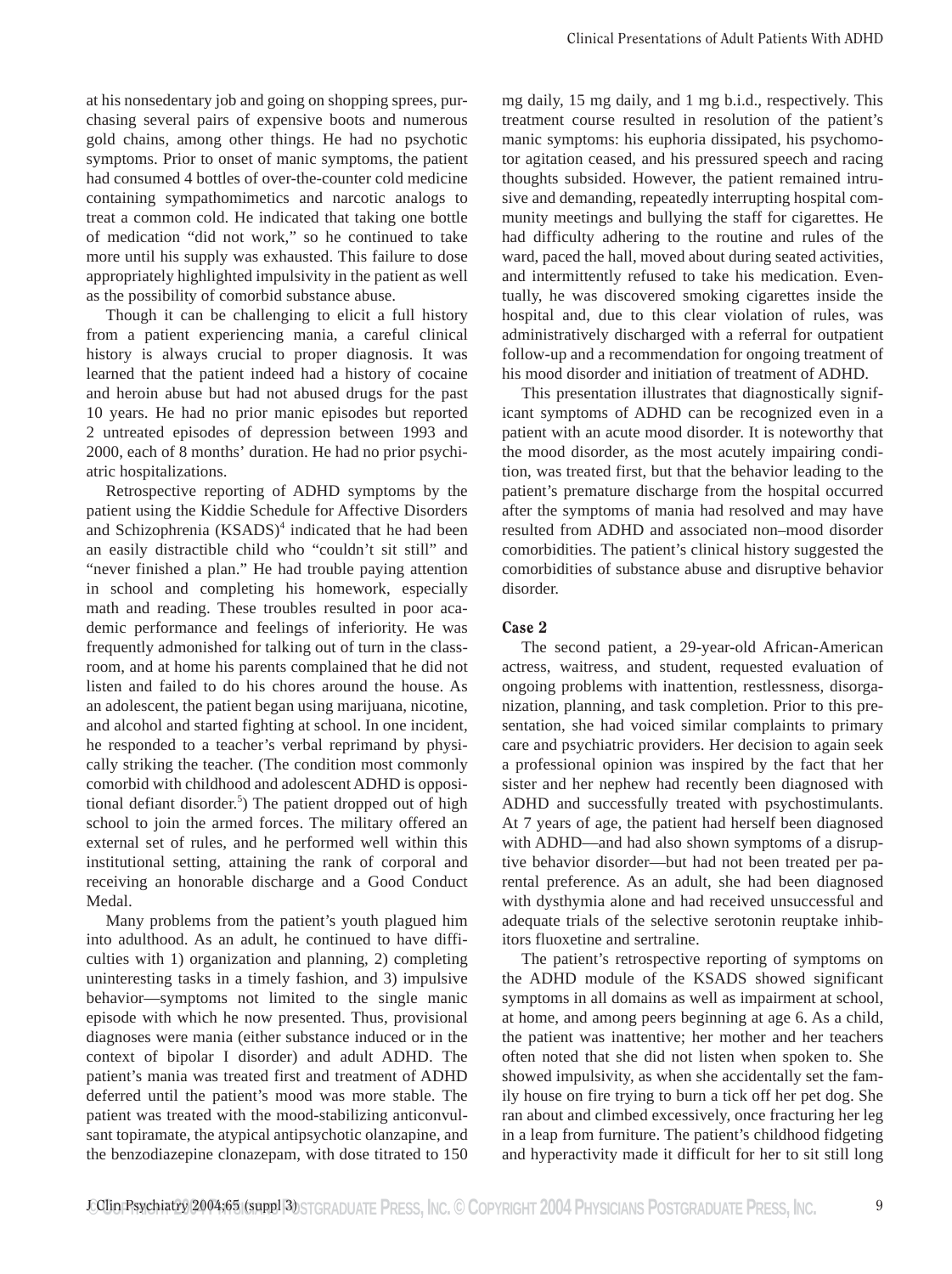at his nonsedentary job and going on shopping sprees, purchasing several pairs of expensive boots and numerous gold chains, among other things. He had no psychotic symptoms. Prior to onset of manic symptoms, the patient had consumed 4 bottles of over-the-counter cold medicine containing sympathomimetics and narcotic analogs to treat a common cold. He indicated that taking one bottle of medication "did not work," so he continued to take more until his supply was exhausted. This failure to dose appropriately highlighted impulsivity in the patient as well as the possibility of comorbid substance abuse.

Though it can be challenging to elicit a full history from a patient experiencing mania, a careful clinical history is always crucial to proper diagnosis. It was learned that the patient indeed had a history of cocaine and heroin abuse but had not abused drugs for the past 10 years. He had no prior manic episodes but reported 2 untreated episodes of depression between 1993 and 2000, each of 8 months' duration. He had no prior psychiatric hospitalizations.

Retrospective reporting of ADHD symptoms by the patient using the Kiddie Schedule for Affective Disorders and Schizophrenia (KSADS)[4] indicated that he had been an easily distractible child who "couldn't sit still" and "never finished a plan." He had trouble paying attention in school and completing his homework, especially math and reading. These troubles resulted in poor academic performance and feelings of inferiority. He was frequently admonished for talking out of turn in the classroom, and at home his parents complained that he did not listen and failed to do his chores around the house. As an adolescent, the patient began using marijuana, nicotine, and alcohol and started fighting at school. In one incident, he responded to a teacher's verbal reprimand by physically striking the teacher. (The condition most commonly comorbid with childhood and adolescent ADHD is oppositional defiant disorder.[5]) The patient dropped out of high school to join the armed forces. The military offered an external set of rules, and he performed well within this institutional setting, attaining the rank of corporal and receiving an honorable discharge and a Good Conduct Medal.

Many problems from the patient's youth plagued him into adulthood. As an adult, he continued to have difficulties with 1) organization and planning, 2) completing uninteresting tasks in a timely fashion, and 3) impulsive behavior—symptoms not limited to the single manic episode with which he now presented. Thus, provisional diagnoses were mania (either substance induced or in the context of bipolar I disorder) and adult ADHD. The patient's mania was treated first and treatment of ADHD deferred until the patient's mood was more stable. The patient was treated with the mood-stabilizing anticonvulsant topiramate, the atypical antipsychotic olanzapine, and the benzodiazepine clonazepam, with dose titrated to 150 mg daily, 15 mg daily, and 1 mg b.i.d., respectively. This treatment course resulted in resolution of the patient's manic symptoms: his euphoria dissipated, his psychomotor agitation ceased, and his pressured speech and racing thoughts subsided. However, the patient remained intrusive and demanding, repeatedly interrupting hospital community meetings and bullying the staff for cigarettes. He had difficulty adhering to the routine and rules of the ward, paced the hall, moved about during seated activities, and intermittently refused to take his medication. Eventually, he was discovered smoking cigarettes inside the hospital and, due to this clear violation of rules, was administratively discharged with a referral for outpatient follow-up and a recommendation for ongoing treatment of his mood disorder and initiation of treatment of ADHD.

This presentation illustrates that diagnostically significant symptoms of ADHD can be recognized even in a patient with an acute mood disorder. It is noteworthy that the mood disorder, as the most acutely impairing condition, was treated first, but that the behavior leading to the patient's premature discharge from the hospital occurred after the symptoms of mania had resolved and may have resulted from ADHD and associated non–mood disorder comorbidities. The patient's clinical history suggested the comorbidities of substance abuse and disruptive behavior disorder.

### Case 2

The second patient, a 29-year-old African-American actress, waitress, and student, requested evaluation of ongoing problems with inattention, restlessness, disorganization, planning, and task completion. Prior to this presentation, she had voiced similar complaints to primary care and psychiatric providers. Her decision to again seek a professional opinion was inspired by the fact that her sister and her nephew had recently been diagnosed with ADHD and successfully treated with psychostimulants. At 7 years of age, the patient had herself been diagnosed with ADHD—and had also shown symptoms of a disruptive behavior disorder—but had not been treated per parental preference. As an adult, she had been diagnosed with dysthymia alone and had received unsuccessful and adequate trials of the selective serotonin reuptake inhibitors fluoxetine and sertraline.

The patient's retrospective reporting of symptoms on the ADHD module of the KSADS showed significant symptoms in all domains as well as impairment at school, at home, and among peers beginning at age 6. As a child, the patient was inattentive; her mother and her teachers often noted that she did not listen when spoken to. She showed impulsivity, as when she accidentally set the family house on fire trying to burn a tick off her pet dog. She ran about and climbed excessively, once fracturing her leg in a leap from furniture. The patient's childhood fidgeting and hyperactivity made it difficult for her to sit still long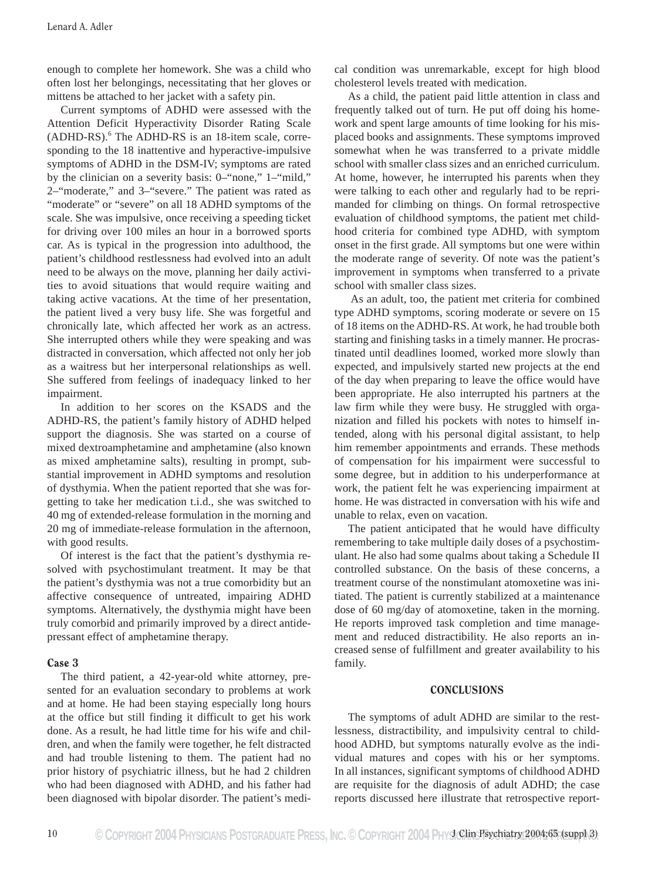enough to complete her homework. She was a child who often lost her belongings, necessitating that her gloves or mittens be attached to her jacket with a safety pin.

Current symptoms of ADHD were assessed with the Attention Deficit Hyperactivity Disorder Rating Scale (ADHD-RS).[6] The ADHD-RS is an 18-item scale, corresponding to the 18 inattentive and hyperactive-impulsive symptoms of ADHD in the DSM-IV; symptoms are rated by the clinician on a severity basis: 0–"none," 1–"mild," 2–"moderate," and 3–"severe." The patient was rated as "moderate" or "severe" on all 18 ADHD symptoms of the scale. She was impulsive, once receiving a speeding ticket for driving over 100 miles an hour in a borrowed sports car. As is typical in the progression into adulthood, the patient's childhood restlessness had evolved into an adult need to be always on the move, planning her daily activities to avoid situations that would require waiting and taking active vacations. At the time of her presentation, the patient lived a very busy life. She was forgetful and chronically late, which affected her work as an actress. She interrupted others while they were speaking and was distracted in conversation, which affected not only her job as a waitress but her interpersonal relationships as well. She suffered from feelings of inadequacy linked to her impairment.

In addition to her scores on the KSADS and the ADHD-RS, the patient's family history of ADHD helped support the diagnosis. She was started on a course of mixed dextroamphetamine and amphetamine (also known as mixed amphetamine salts), resulting in prompt, substantial improvement in ADHD symptoms and resolution of dysthymia. When the patient reported that she was forgetting to take her medication t.i.d., she was switched to 40 mg of extended-release formulation in the morning and 20 mg of immediate-release formulation in the afternoon, with good results.

Of interest is the fact that the patient's dysthymia resolved with psychostimulant treatment. It may be that the patient's dysthymia was not a true comorbidity but an affective consequence of untreated, impairing ADHD symptoms. Alternatively, the dysthymia might have been truly comorbid and primarily improved by a direct antidepressant effect of amphetamine therapy.

### Case 3

The third patient, a 42-year-old white attorney, presented for an evaluation secondary to problems at work and at home. He had been staying especially long hours at the office but still finding it difficult to get his work done. As a result, he had little time for his wife and children, and when the family were together, he felt distracted and had trouble listening to them. The patient had no prior history of psychiatric illness, but he had 2 children who had been diagnosed with ADHD, and his father had been diagnosed with bipolar disorder. The patient's medical condition was unremarkable, except for high blood cholesterol levels treated with medication.

As a child, the patient paid little attention in class and frequently talked out of turn. He put off doing his homework and spent large amounts of time looking for his misplaced books and assignments. These symptoms improved somewhat when he was transferred to a private middle school with smaller class sizes and an enriched curriculum. At home, however, he interrupted his parents when they were talking to each other and regularly had to be reprimanded for climbing on things. On formal retrospective evaluation of childhood symptoms, the patient met childhood criteria for combined type ADHD, with symptom onset in the first grade. All symptoms but one were within the moderate range of severity. Of note was the patient's improvement in symptoms when transferred to a private school with smaller class sizes.

As an adult, too, the patient met criteria for combined type ADHD symptoms, scoring moderate or severe on 15 of 18 items on the ADHD-RS. At work, he had trouble both starting and finishing tasks in a timely manner. He procrastinated until deadlines loomed, worked more slowly than expected, and impulsively started new projects at the end of the day when preparing to leave the office would have been appropriate. He also interrupted his partners at the law firm while they were busy. He struggled with organization and filled his pockets with notes to himself intended, along with his personal digital assistant, to help him remember appointments and errands. These methods of compensation for his impairment were successful to some degree, but in addition to his underperformance at work, the patient felt he was experiencing impairment at home. He was distracted in conversation with his wife and unable to relax, even on vacation.

The patient anticipated that he would have difficulty remembering to take multiple daily doses of a psychostimulant. He also had some qualms about taking a Schedule II controlled substance. On the basis of these concerns, a treatment course of the nonstimulant atomoxetine was initiated. The patient is currently stabilized at a maintenance dose of 60 mg/day of atomoxetine, taken in the morning. He reports improved task completion and time management and reduced distractibility. He also reports an increased sense of fulfillment and greater availability to his family.

## CONCLUSIONS

The symptoms of adult ADHD are similar to the restlessness, distractibility, and impulsivity central to childhood ADHD, but symptoms naturally evolve as the individual matures and copes with his or her symptoms. In all instances, significant symptoms of childhood ADHD are requisite for the diagnosis of adult ADHD; the case reports discussed here illustrate that retrospective report-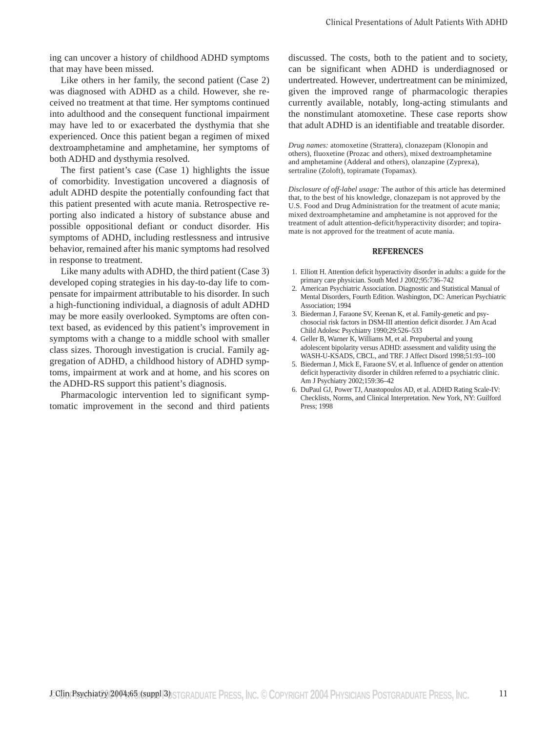ing can uncover a history of childhood ADHD symptoms that may have been missed.

Like others in her family, the second patient (Case 2) was diagnosed with ADHD as a child. However, she received no treatment at that time. Her symptoms continued into adulthood and the consequent functional impairment may have led to or exacerbated the dysthymia that she experienced. Once this patient began a regimen of mixed dextroamphetamine and amphetamine, her symptoms of both ADHD and dysthymia resolved.

The first patient's case (Case 1) highlights the issue of comorbidity. Investigation uncovered a diagnosis of adult ADHD despite the potentially confounding fact that this patient presented with acute mania. Retrospective reporting also indicated a history of substance abuse and possible oppositional defiant or conduct disorder. His symptoms of ADHD, including restlessness and intrusive behavior, remained after his manic symptoms had resolved in response to treatment.

Like many adults with ADHD, the third patient (Case 3) developed coping strategies in his day-to-day life to compensate for impairment attributable to his disorder. In such a high-functioning individual, a diagnosis of adult ADHD may be more easily overlooked. Symptoms are often context based, as evidenced by this patient's improvement in symptoms with a change to a middle school with smaller class sizes. Thorough investigation is crucial. Family aggregation of ADHD, a childhood history of ADHD symptoms, impairment at work and at home, and his scores on the ADHD-RS support this patient's diagnosis.

Pharmacologic intervention led to significant symptomatic improvement in the second and third patients discussed. The costs, both to the patient and to society, can be significant when ADHD is underdiagnosed or undertreated. However, undertreatment can be minimized, given the improved range of pharmacologic therapies currently available, notably, long-acting stimulants and the nonstimulant atomoxetine. These case reports show that adult ADHD is an identifiable and treatable disorder.

*Drug names:* atomoxetine (Strattera), clonazepam (Klonopin and others), fluoxetine (Prozac and others), mixed dextroamphetamine and amphetamine (Adderal and others), olanzapine (Zyprexa), sertraline (Zoloft), topiramate (Topamax).

*Disclosure of off-label usage:* The author of this article has determined that, to the best of his knowledge, clonazepam is not approved by the U.S. Food and Drug Administration for the treatment of acute mania; mixed dextroamphetamine and amphetamine is not approved for the treatment of adult attention-deficit/hyperactivity disorder; and topiramate is not approved for the treatment of acute mania.

## REFERENCES

1. Elliott H. Attention deficit hyperactivity disorder in adults: a guide for the primary care physician. South Med J 2002;95:736–742
2. American Psychiatric Association. Diagnostic and Statistical Manual of Mental Disorders, Fourth Edition. Washington, DC: American Psychiatric Association; 1994
3. Biederman J, Faraone SV, Keenan K, et al. Family-genetic and psychosocial risk factors in DSM-III attention deficit disorder. J Am Acad Child Adolesc Psychiatry 1990;29:526–533
4. Geller B, Warner K, Williams M, et al. Prepubertal and young adolescent bipolarity versus ADHD: assessment and validity using the WASH-U-KSADS, CBCL, and TRF. J Affect Disord 1998;51:93–100
5. Biederman J, Mick E, Faraone SV, et al. Influence of gender on attention deficit hyperactivity disorder in children referred to a psychiatric clinic. Am J Psychiatry 2002;159:36–42
6. DuPaul GJ, Power TJ, Anastopoulos AD, et al. ADHD Rating Scale-IV: Checklists, Norms, and Clinical Interpretation. New York, NY: Guilford Press; 1998